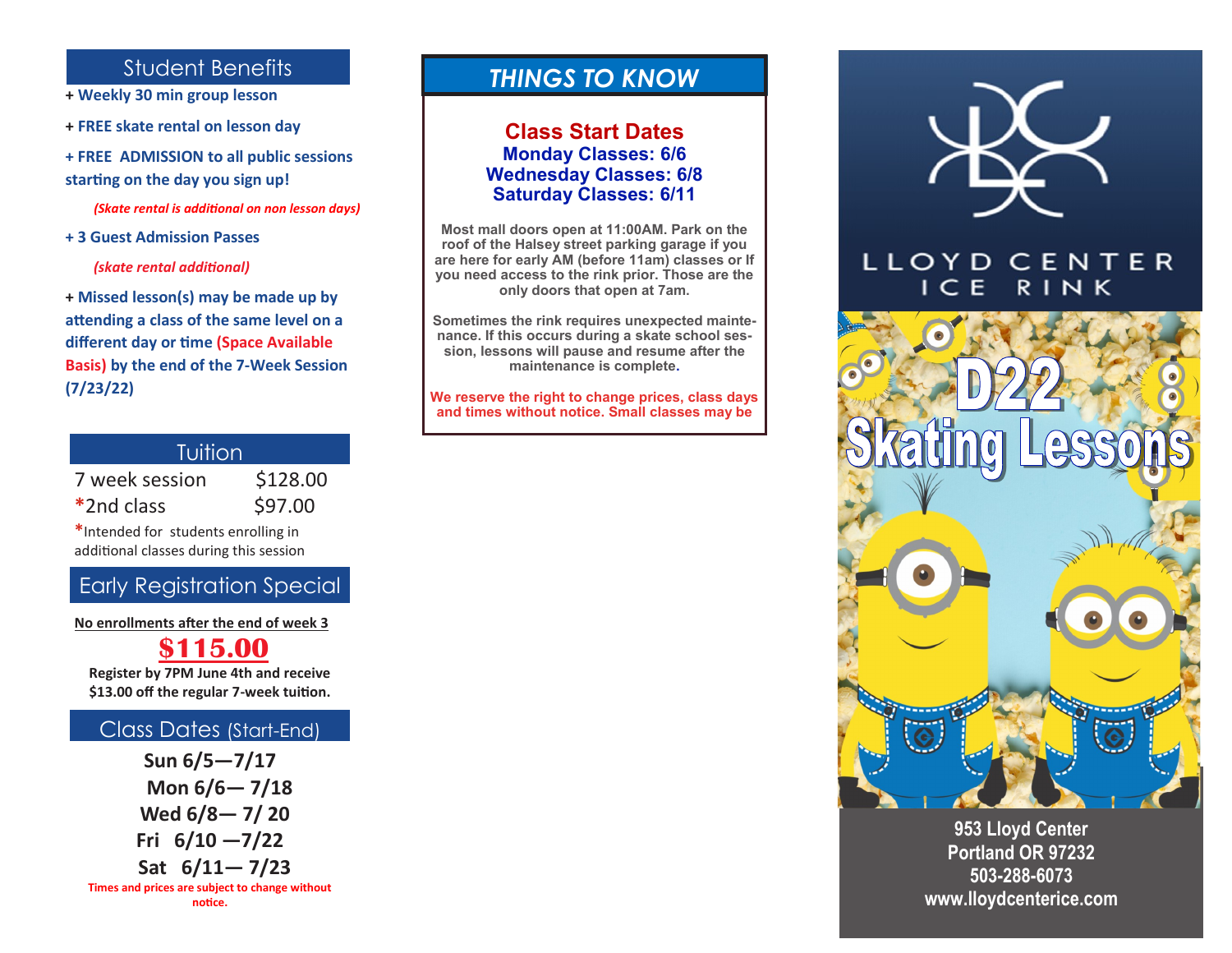## Student Benefits

+ **Weekly 30 min group lesson**

+ **FREE skate rental on lesson day**

+ **FREE ADMISSION to all public sessions starting on the day you sign up!**

*(Skate rental is additional on non lesson days)*

+ **3 Guest Admission Passes**

*(skate rental additional)*

+ **Missed lesson(s) may be made up by attending a class of the same level on a different day or time (Space Available Basis) by the end of the 7-Week Session (7/23/22)**

## Tuition

| | |
|---|---|
| 7 week session | $128.00 |
| *2nd class | $97.00 |

*Intended for students enrolling in additional classes during this session

## Early Registration Special

**No enrollments after the end of week 3**

**$115.00**

**Register by 7PM June 4th and receive $13.00 off the regular 7-week tuition.**

## Class Dates (Start-End)

**Sun 6/5—7/17**

**Mon 6/6— 7/18**

**Wed 6/8— 7/ 20**

**Fri 6/10 —7/22**

**Sat 6/11— 7/23**

**Times and prices are subject to change without notice.**

## THINGS TO KNOW

### Class Start Dates

**Monday Classes: 6/6**

**Wednesday Classes: 6/8**

**Saturday Classes: 6/11**

**Most mall doors open at 11:00AM. Park on the roof of the Halsey street parking garage if you are here for early AM (before 11am) classes or If you need access to the rink prior. Those are the only doors that open at 7am.**

**Sometimes the rink requires unexpected maintenance. If this occurs during a skate school session, lessons will pause and resume after the maintenance is complete.**

**We reserve the right to change prices, class days and times without notice. Small classes may be**

# LLOYD CENTER ICE RINK

# D22 Skating Lessons

**953 Lloyd Center**
**Portland OR 97232**
**503-288-6073**
**www.lloydcenterice.com**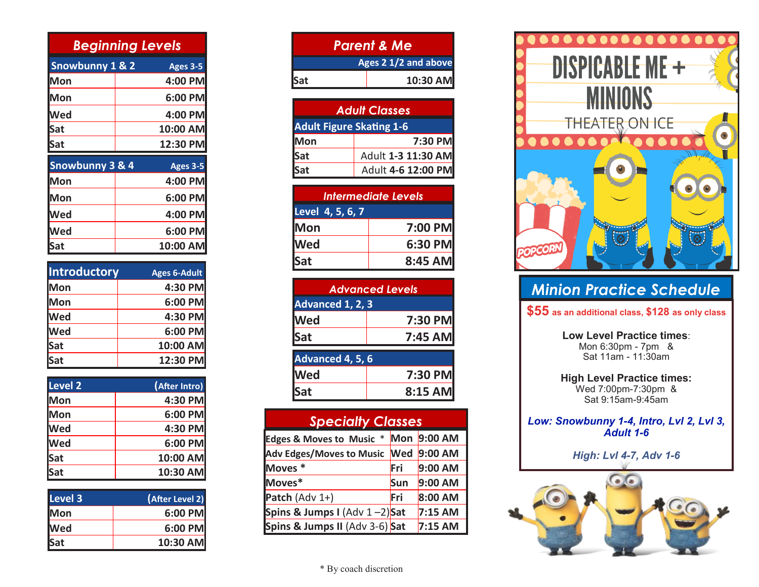## Beginning Levels

| Snowbunny 1 & 2 | Ages 3-5 |
|---|---|
| Mon | 4:00 PM |
| Mon | 6:00 PM |
| Wed | 4:00 PM |
| Sat | 10:00 AM |
| Sat | 12:30 PM |

| Snowbunny 3 & 4 | Ages 3-5 |
|---|---|
| Mon | 4:00 PM |
| Mon | 6:00 PM |
| Wed | 4:00 PM |
| Wed | 6:00 PM |
| Sat | 10:00 AM |

| Introductory | Ages 6-Adult |
|---|---|
| Mon | 4:30 PM |
| Mon | 6:00 PM |
| Wed | 4:30 PM |
| Wed | 6:00 PM |
| Sat | 10:00 AM |
| Sat | 12:30 PM |

| Level 2 | (After Intro) |
|---|---|
| Mon | 4:30 PM |
| Mon | 6:00 PM |
| Wed | 4:30 PM |
| Wed | 6:00 PM |
| Sat | 10:00 AM |
| Sat | 10:30 AM |

| Level 3 | (After Level 2) |
|---|---|
| Mon | 6:00 PM |
| Wed | 6:00 PM |
| Sat | 10:30 AM |

## Parent & Me

| Ages 2 1/2 and above | |
|---|---|
| Sat | 10:30 AM |

## Adult Classes

| Adult Figure Skating 1-6 | |
|---|---|
| Mon | 7:30 PM |
| Sat | Adult **1-3 11:30 AM** |
| Sat | Adult **4-6 12:00 PM** |

## Intermediate Levels

| Level 4, 5, 6, 7 | |
|---|---|
| Mon | 7:00 PM |
| Wed | 6:30 PM |
| Sat | 8:45 AM |

## Advanced Levels

| Advanced 1, 2, 3 | |
|---|---|
| Wed | 7:30 PM |
| Sat | 7:45 AM |

| Advanced 4, 5, 6 | |
|---|---|
| Wed | 7:30 PM |
| Sat | 8:15 AM |

## Specialty Classes

| | | |
|---|---|---|
| Edges & Moves to Music * | Mon | 9:00 AM |
| Adv Edges/Moves to Music | Wed | 9:00 AM |
| Moves * | Fri | 9:00 AM |
| Moves* | Sun | 9:00 AM |
| Patch (Adv 1+) | Fri | 8:00 AM |
| Spins & Jumps I (Adv 1 –2) | Sat | 7:15 AM |
| Spins & Jumps II (Adv 3-6) | Sat | 7:15 AM |

\* By coach discretion

# DISPICABLE ME + MINIONS

THEATER ON ICE

POPCORN

## Minion Practice Schedule

**$55** as an additional class, **$128** as only class

**Low Level Practice times**:
Mon 6:30pm - 7pm &
Sat 11am - 11:30am

**High Level Practice times:**
Wed 7:00pm-7:30pm &
Sat 9:15am-9:45am

***Low: Snowbunny 1-4, Intro, Lvl 2, Lvl 3, Adult 1-6***

***High: Lvl 4-7, Adv 1-6***